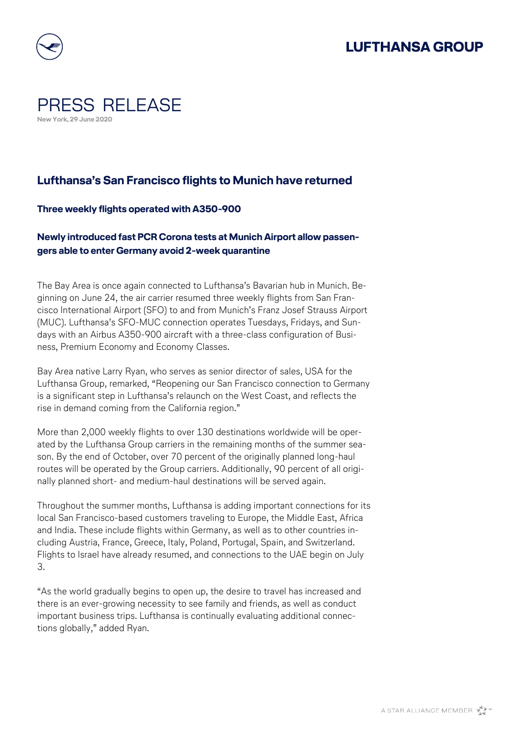# PRESS RELEASE

**New York, 29 June 2020**

## Lufthansa's San Francisco flights to Munich have returned

### Three weekly flights operated with A350-900

### Newly introduced fast PCR Corona tests at Munich Airport allow passengers able to enter Germany avoid 2-week quarantine

The Bay Area is once again connected to Lufthansa's Bavarian hub in Munich. Beginning on June 24, the air carrier resumed three weekly flights from San Francisco International Airport (SFO) to and from Munich's Franz Josef Strauss Airport (MUC). Lufthansa's SFO-MUC connection operates Tuesdays, Fridays, and Sundays with an Airbus A350-900 aircraft with a three-class configuration of Business, Premium Economy and Economy Classes.

Bay Area native Larry Ryan, who serves as senior director of sales, USA for the Lufthansa Group, remarked, "Reopening our San Francisco connection to Germany is a significant step in Lufthansa's relaunch on the West Coast, and reflects the rise in demand coming from the California region."

More than 2,000 weekly flights to over 130 destinations worldwide will be operated by the Lufthansa Group carriers in the remaining months of the summer season. By the end of October, over 70 percent of the originally planned long-haul routes will be operated by the Group carriers. Additionally, 90 percent of all originally planned short- and medium-haul destinations will be served again.

Throughout the summer months, Lufthansa is adding important connections for its local San Francisco-based customers traveling to Europe, the Middle East, Africa and India. These include flights within Germany, as well as to other countries including Austria, France, Greece, Italy, Poland, Portugal, Spain, and Switzerland. Flights to Israel have already resumed, and connections to the UAE begin on July 3.

"As the world gradually begins to open up, the desire to travel has increased and there is an ever-growing necessity to see family and friends, as well as conduct important business trips. Lufthansa is continually evaluating additional connections globally," added Ryan.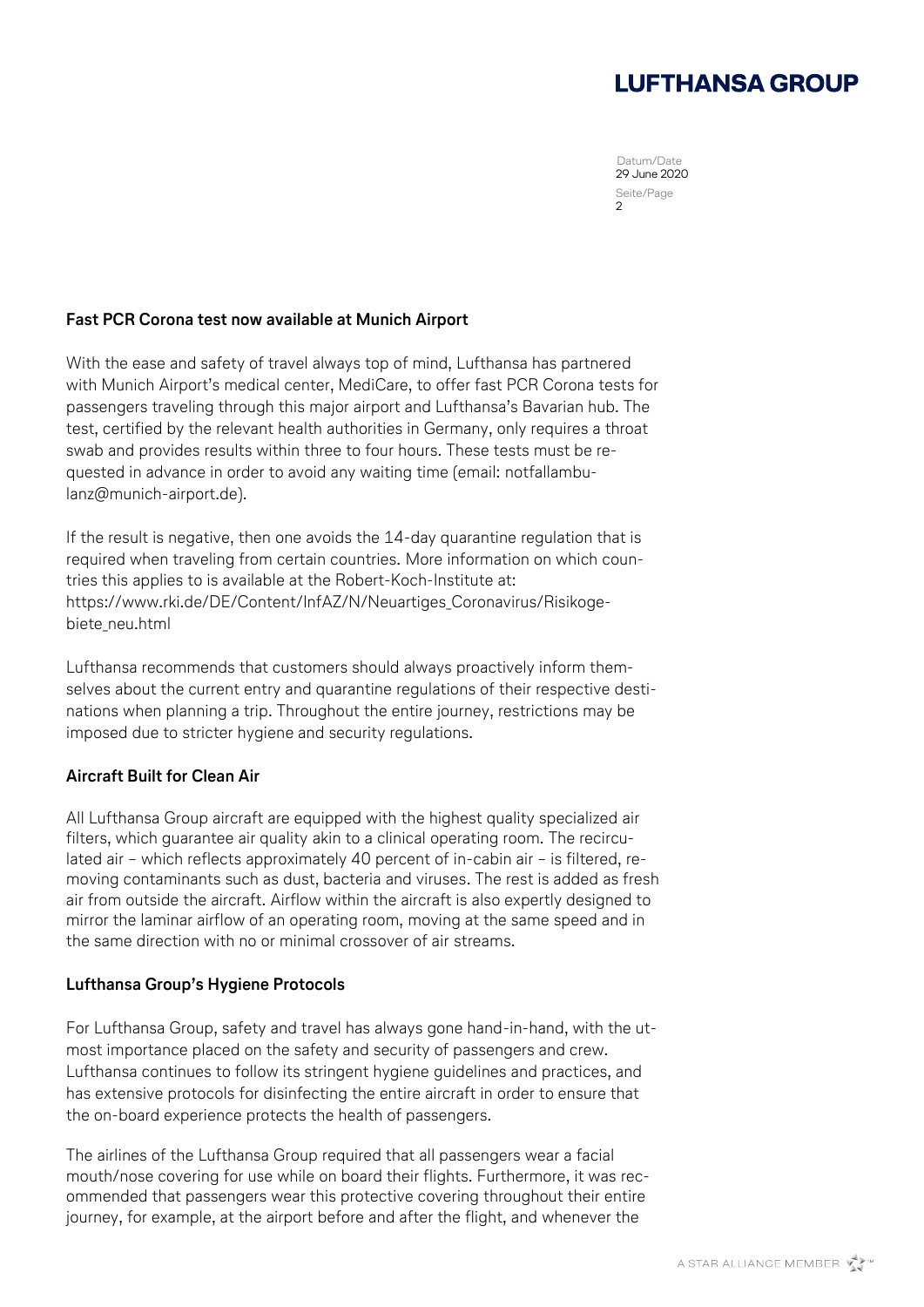**Fast PCR Corona test now available at Munich Airport**

With the ease and safety of travel always top of mind, Lufthansa has partnered with Munich Airport's medical center, MediCare, to offer fast PCR Corona tests for passengers traveling through this major airport and Lufthansa's Bavarian hub. The test, certified by the relevant health authorities in Germany, only requires a throat swab and provides results within three to four hours. These tests must be requested in advance in order to avoid any waiting time (email: notfallambulanz@munich-airport.de).

If the result is negative, then one avoids the 14-day quarantine regulation that is required when traveling from certain countries. More information on which countries this applies to is available at the Robert-Koch-Institute at: https://www.rki.de/DE/Content/InfAZ/N/Neuartiges_Coronavirus/Risikogebiete_neu.html

Lufthansa recommends that customers should always proactively inform themselves about the current entry and quarantine regulations of their respective destinations when planning a trip. Throughout the entire journey, restrictions may be imposed due to stricter hygiene and security regulations.

**Aircraft Built for Clean Air**

All Lufthansa Group aircraft are equipped with the highest quality specialized air filters, which guarantee air quality akin to a clinical operating room. The recirculated air – which reflects approximately 40 percent of in-cabin air – is filtered, removing contaminants such as dust, bacteria and viruses. The rest is added as fresh air from outside the aircraft. Airflow within the aircraft is also expertly designed to mirror the laminar airflow of an operating room, moving at the same speed and in the same direction with no or minimal crossover of air streams.

**Lufthansa Group's Hygiene Protocols**

For Lufthansa Group, safety and travel has always gone hand-in-hand, with the utmost importance placed on the safety and security of passengers and crew. Lufthansa continues to follow its stringent hygiene guidelines and practices, and has extensive protocols for disinfecting the entire aircraft in order to ensure that the on-board experience protects the health of passengers.

The airlines of the Lufthansa Group required that all passengers wear a facial mouth/nose covering for use while on board their flights. Furthermore, it was recommended that passengers wear this protective covering throughout their entire journey, for example, at the airport before and after the flight, and whenever the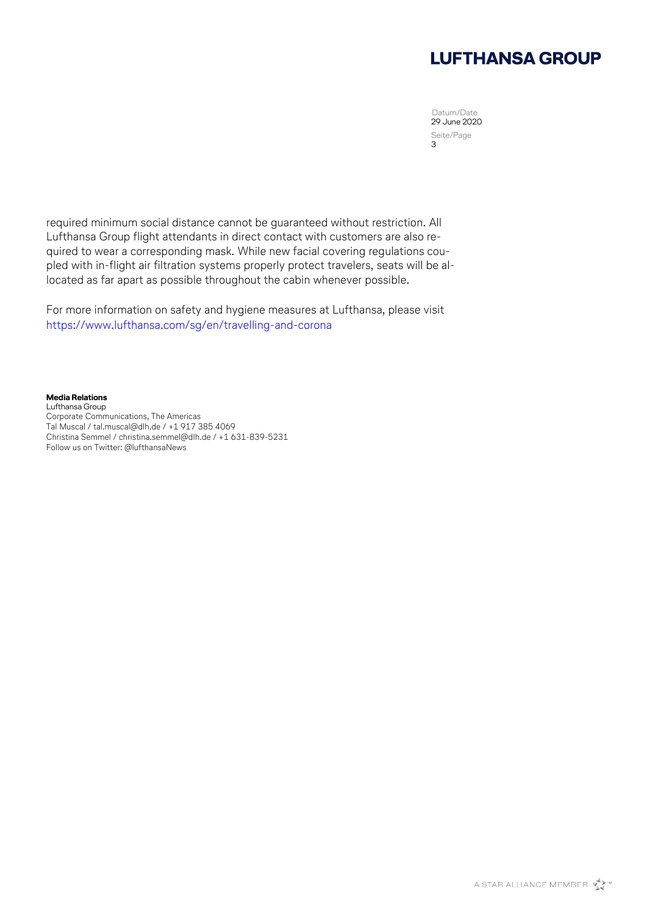required minimum social distance cannot be guaranteed without restriction. All Lufthansa Group flight attendants in direct contact with customers are also required to wear a corresponding mask. While new facial covering regulations coupled with in-flight air filtration systems properly protect travelers, seats will be allocated as far apart as possible throughout the cabin whenever possible.

For more information on safety and hygiene measures at Lufthansa, please visit https://www.lufthansa.com/sg/en/travelling-and-corona

**Media Relations**
Lufthansa Group
Corporate Communications, The Americas
Tal Muscal / tal.muscal@dlh.de / +1 917 385 4069
Christina Semmel / christina.semmel@dlh.de / +1 631-839-5231
Follow us on Twitter: @lufthansaNews